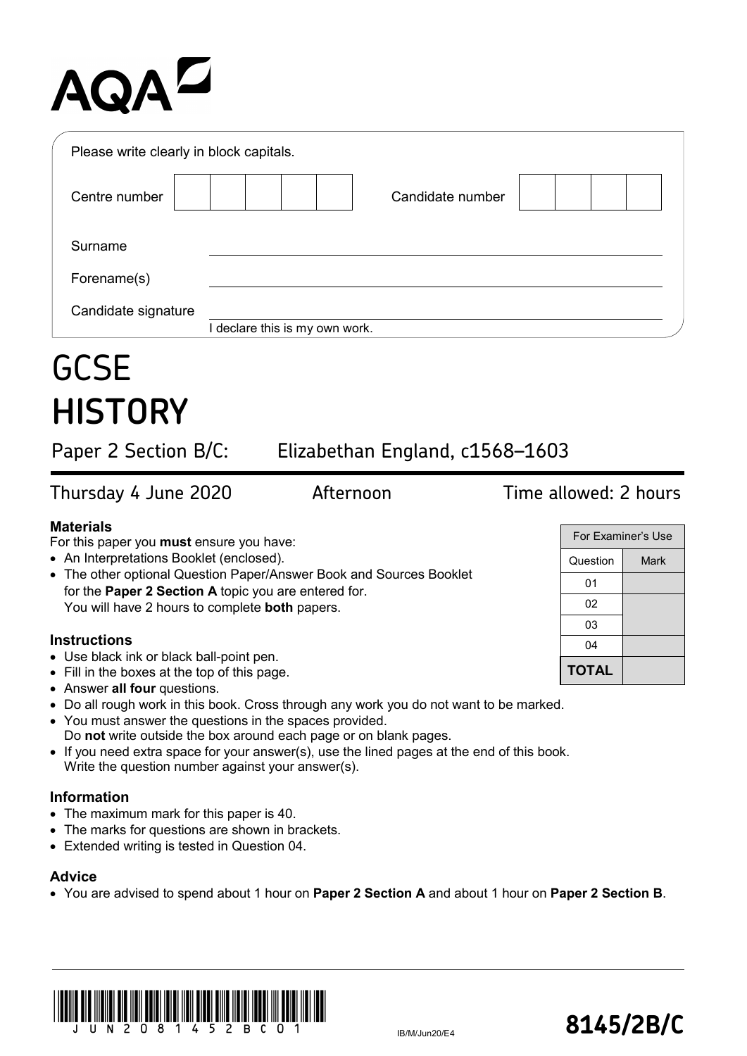AQA

Please write clearly in block capitals.

| Centre number | | | | | | Candidate number | | | | |
|---|---|---|---|---|---|---|---|---|---|---|

Surname ____________________

Forename(s) ____________________

Candidate signature ____________________
I declare this is my own work.

# GCSE
# HISTORY

## Paper 2 Section B/C: Elizabethan England, c1568–1603

Thursday 4 June 2020 Afternoon Time allowed: 2 hours

### Materials

For this paper you **must** ensure you have:

- An Interpretations Booklet (enclosed).
- The other optional Question Paper/Answer Book and Sources Booklet for the **Paper 2 Section A** topic you are entered for.
  You will have 2 hours to complete **both** papers.

### Instructions

- Use black ink or black ball-point pen.
- Fill in the boxes at the top of this page.
- Answer **all four** questions.
- Do all rough work in this book. Cross through any work you do not want to be marked.
- You must answer the questions in the spaces provided.
  Do **not** write outside the box around each page or on blank pages.
- If you need extra space for your answer(s), use the lined pages at the end of this book.
  Write the question number against your answer(s).

### Information

- The maximum mark for this paper is 40.
- The marks for questions are shown in brackets.
- Extended writing is tested in Question 04.

### Advice

- You are advised to spend about 1 hour on **Paper 2 Section A** and about 1 hour on **Paper 2 Section B**.

| For Examiner's Use | |
|---|---|
| Question | Mark |
| 01 | |
| 02 | |
| 03 | |
| 04 | |
| **TOTAL** | |

J U N 2 0 8 1 4 5 2 B C 0 1

IB/M/Jun20/E4

**8145/2B/C**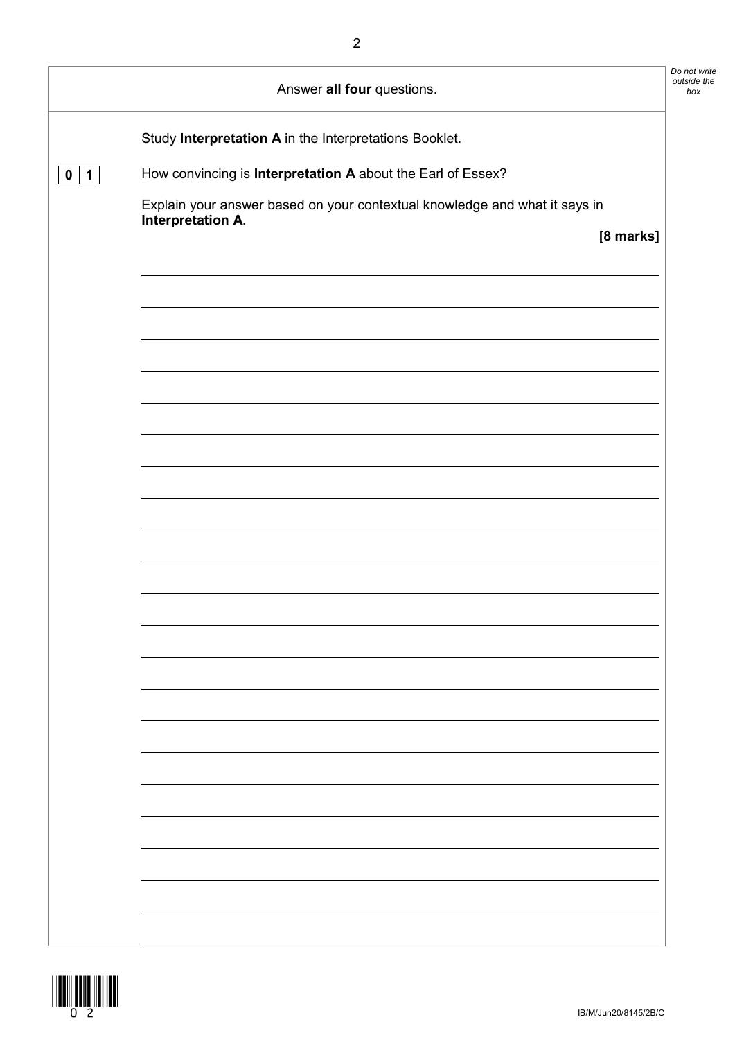Answer **all four** questions.

Study **Interpretation A** in the Interpretations Booklet.

**0 1** How convincing is **Interpretation A** about the Earl of Essex?

Explain your answer based on your contextual knowledge and what it says in **Interpretation A**.

**[8 marks]**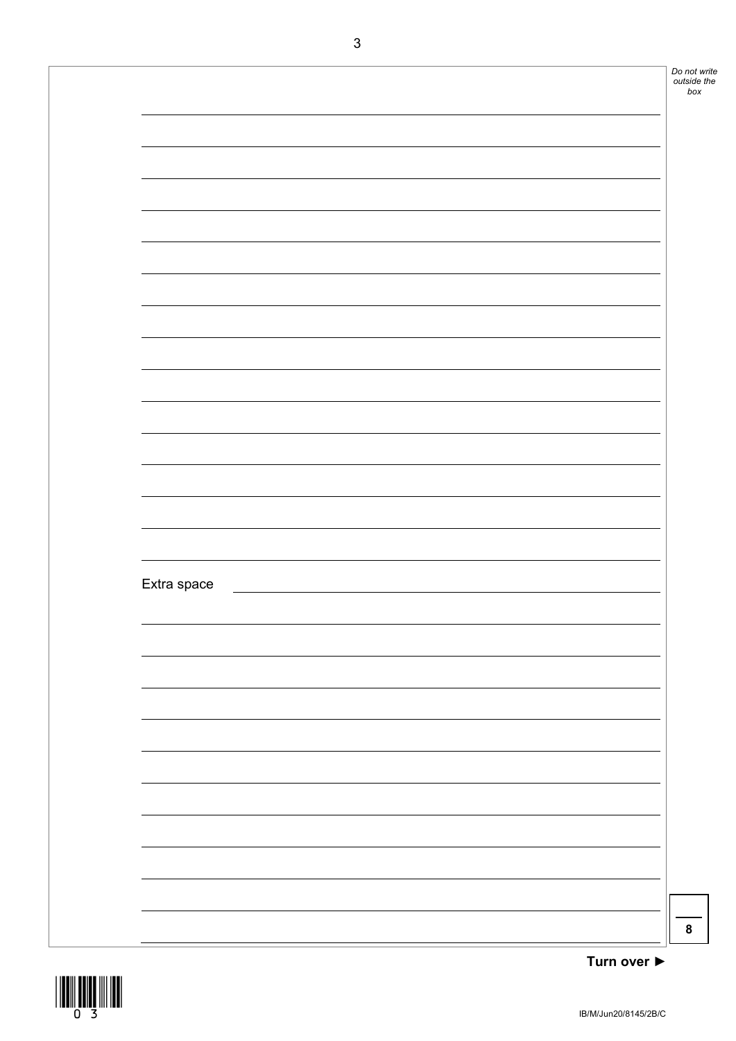Extra space

8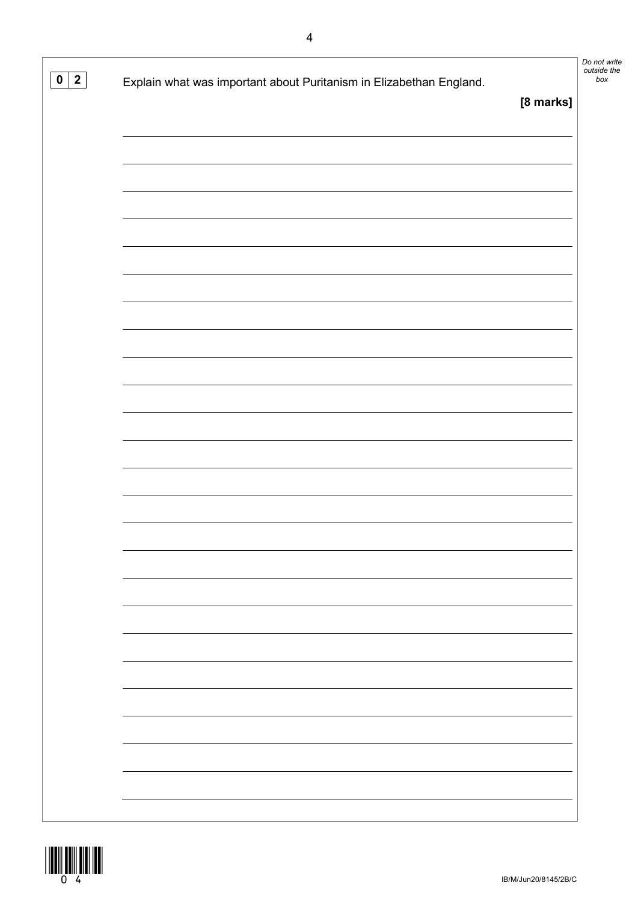**0 2** Explain what was important about Puritanism in Elizabethan England.

**[8 marks]**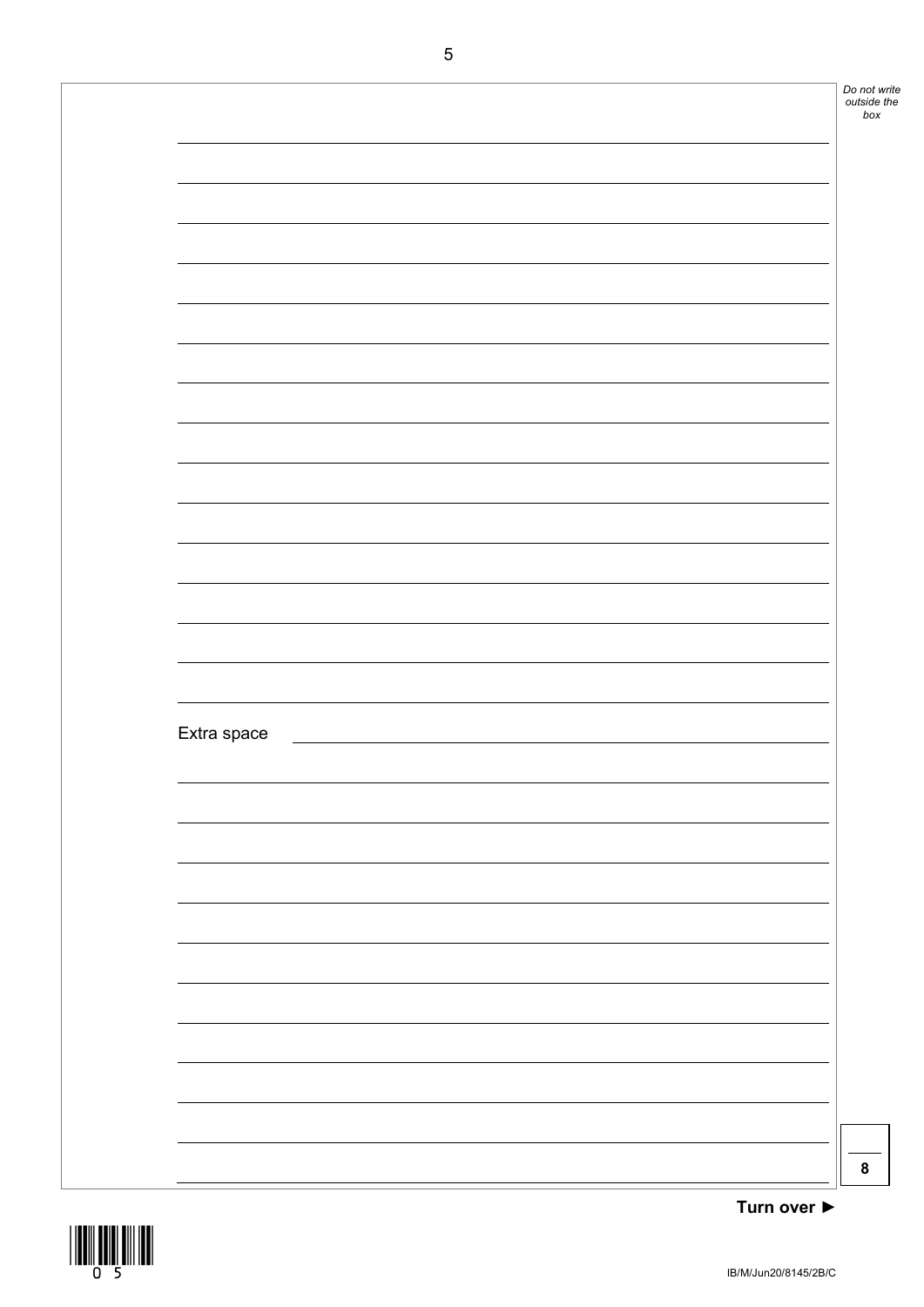Extra space

8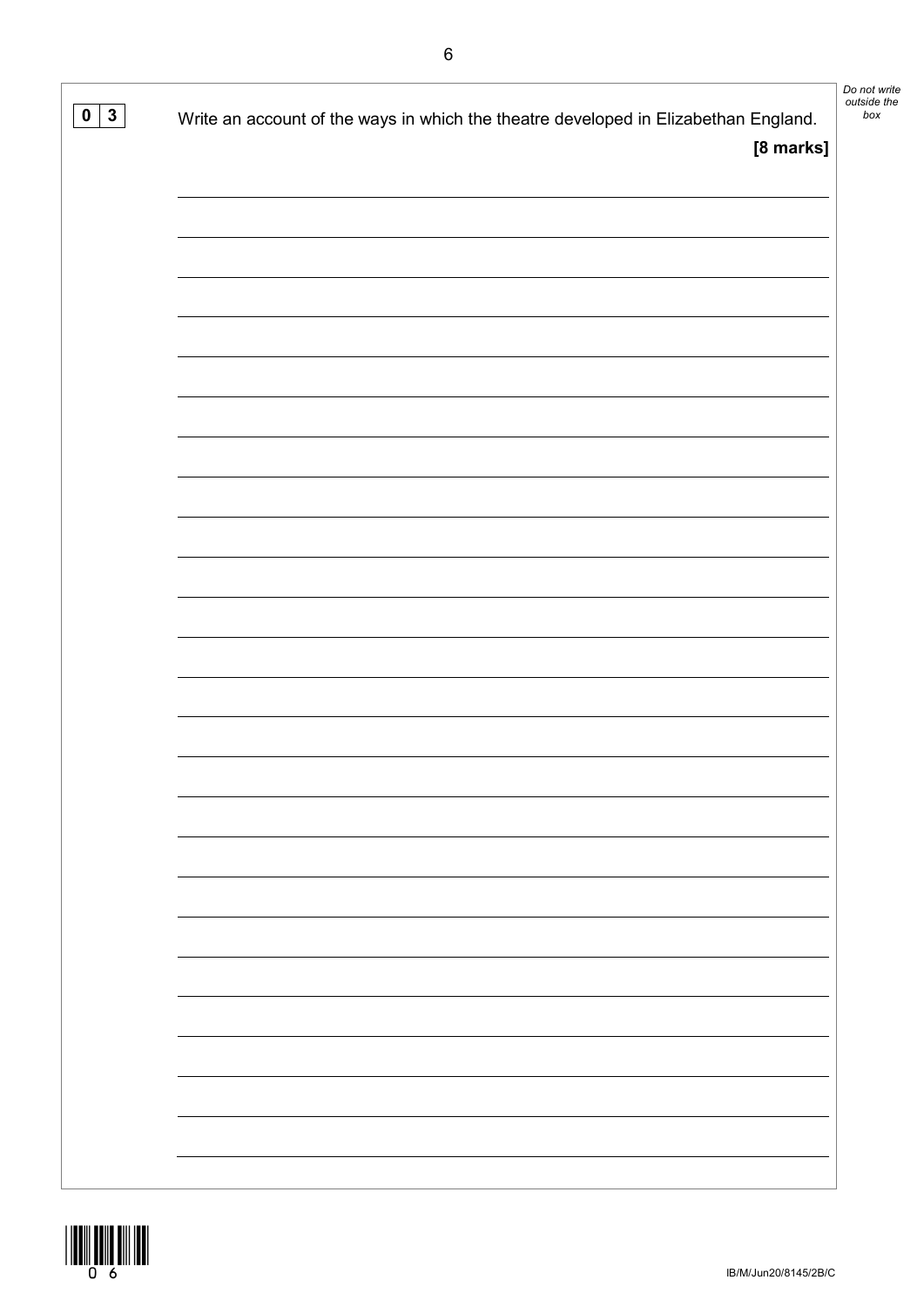**0 3** Write an account of the ways in which the theatre developed in Elizabethan England.

**[8 marks]**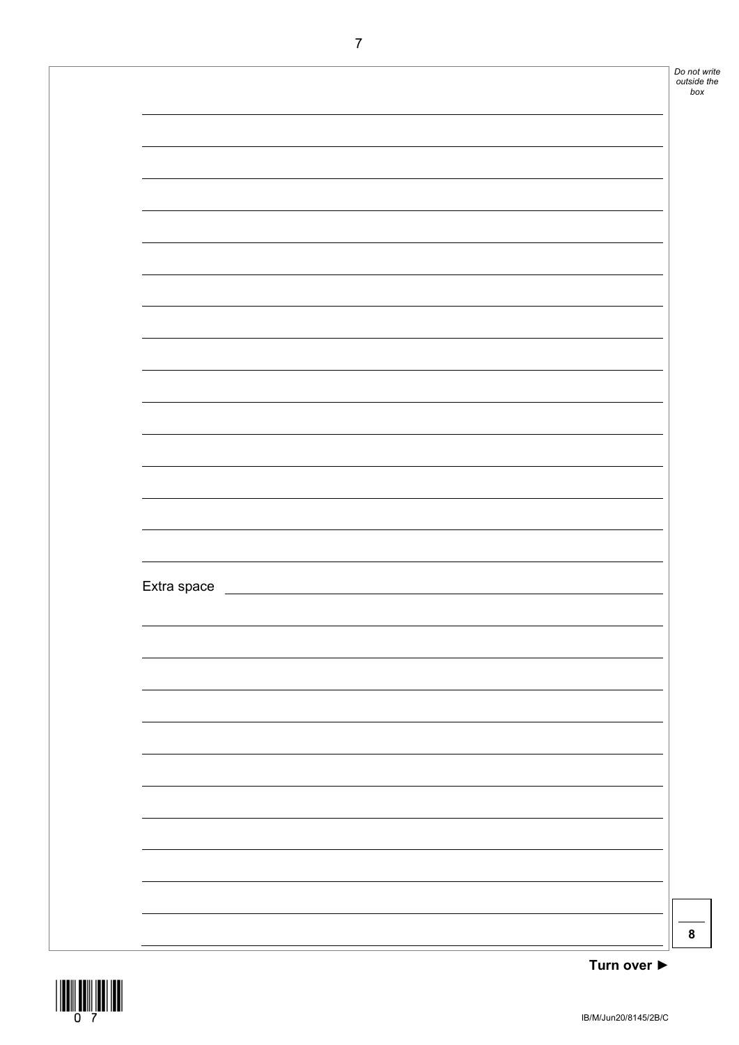Extra space

8

Turn over ►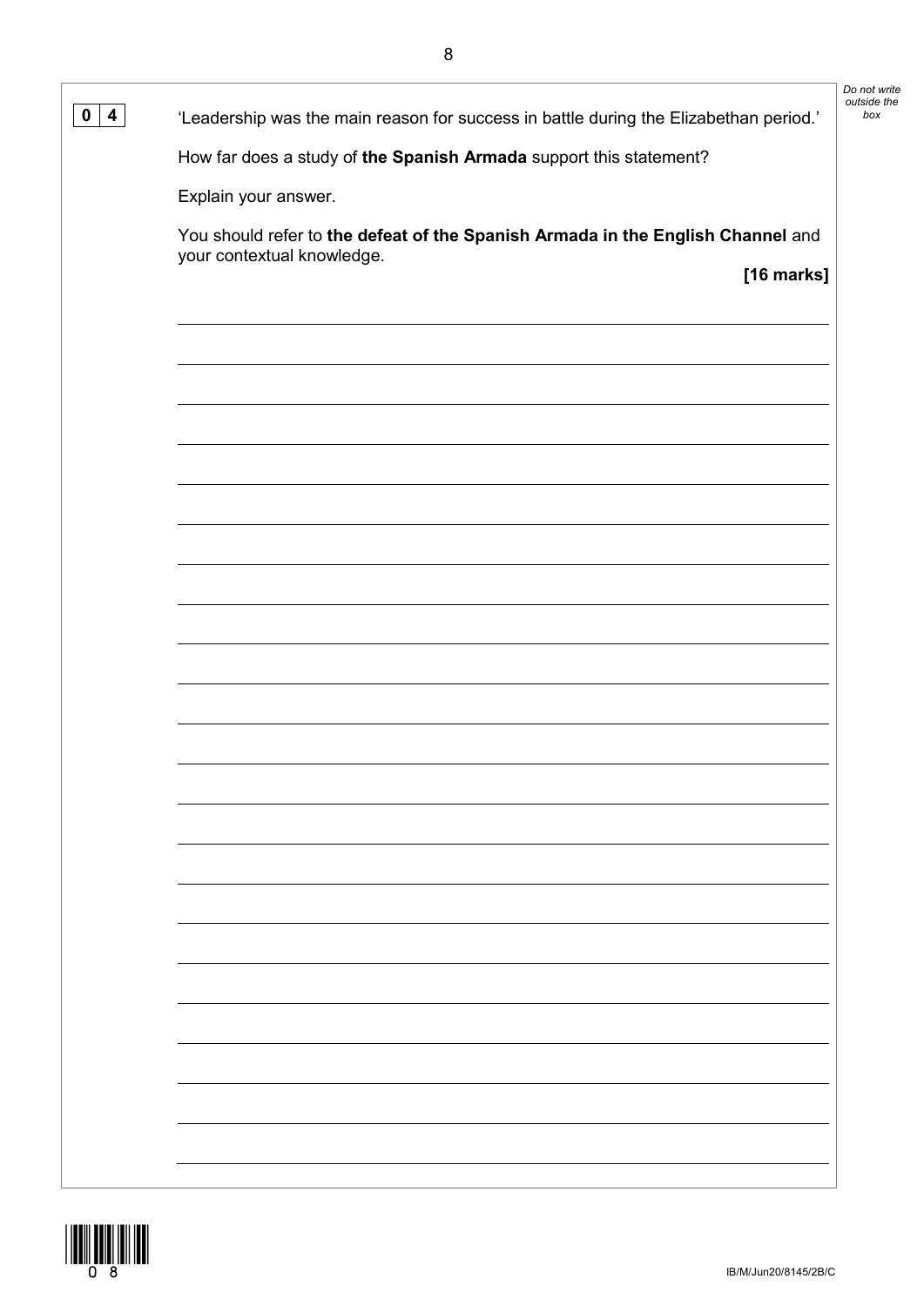**0 4** 'Leadership was the main reason for success in battle during the Elizabethan period.'

How far does a study of **the Spanish Armada** support this statement?

Explain your answer.

You should refer to **the defeat of the Spanish Armada in the English Channel** and your contextual knowledge.

**[16 marks]**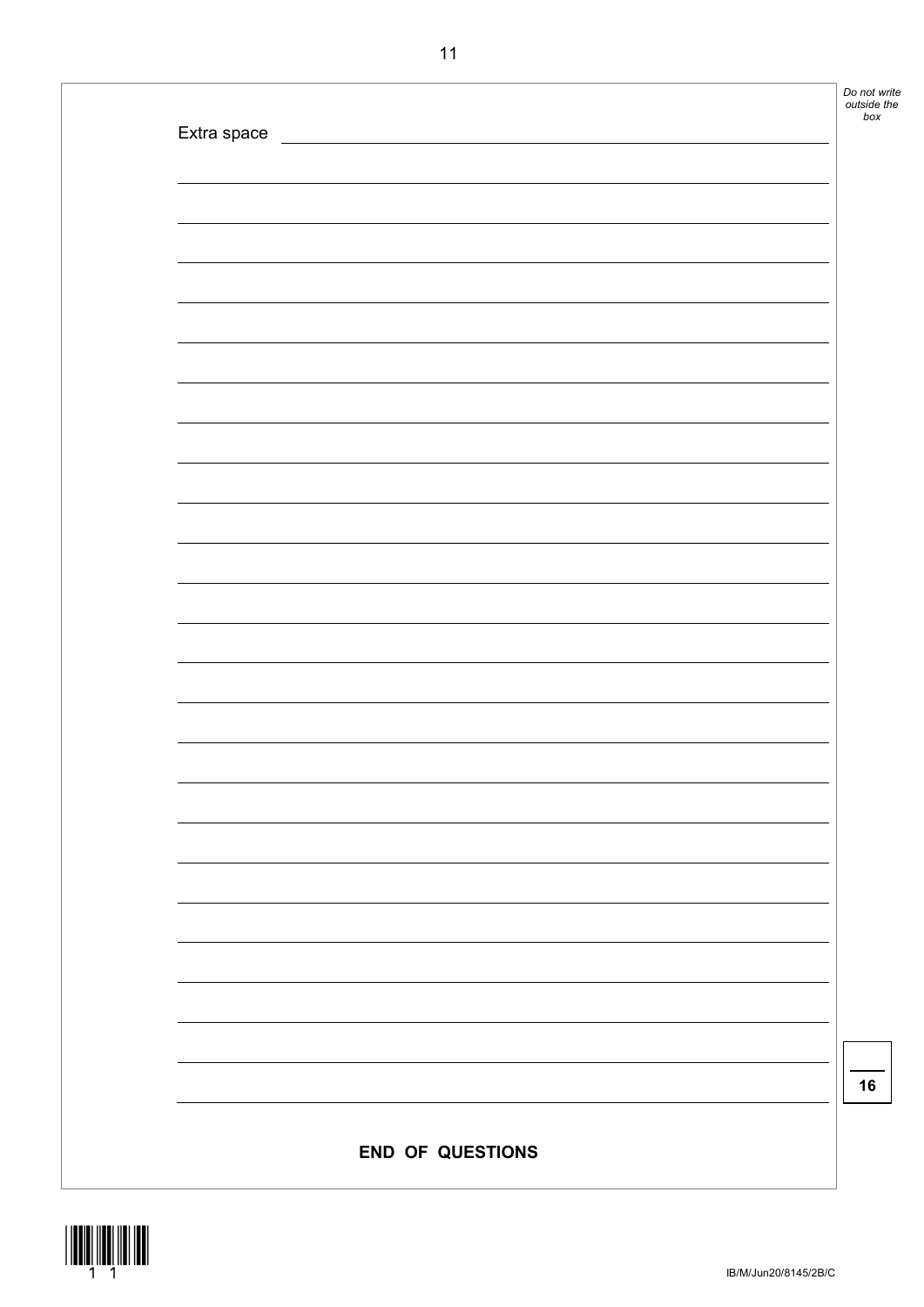Extra space

16

**END OF QUESTIONS**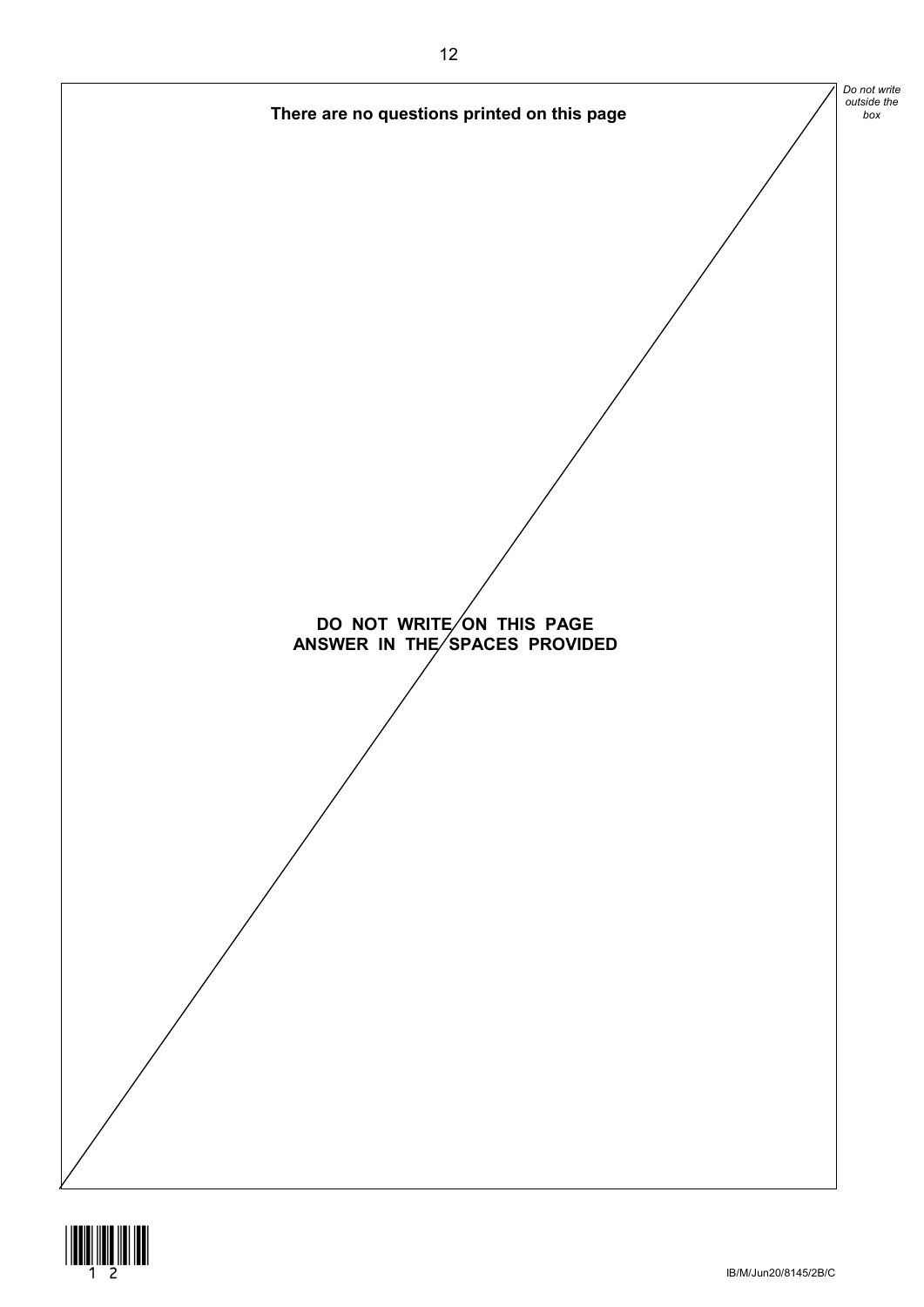**There are no questions printed on this page**

**DO NOT WRITE ON THIS PAGE**
**ANSWER IN THE SPACES PROVIDED**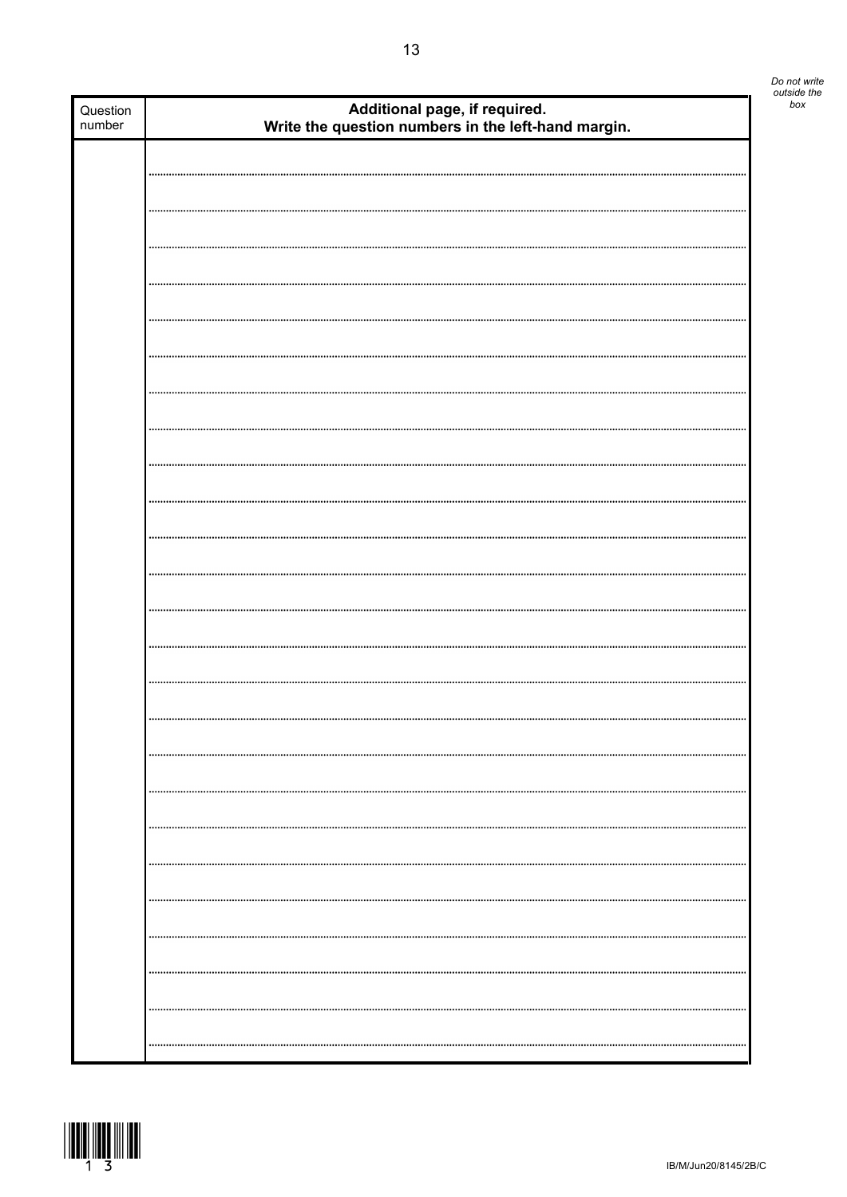| Question number | **Additional page, if required. Write the question numbers in the left-hand margin.** |
| --- | --- |
| | |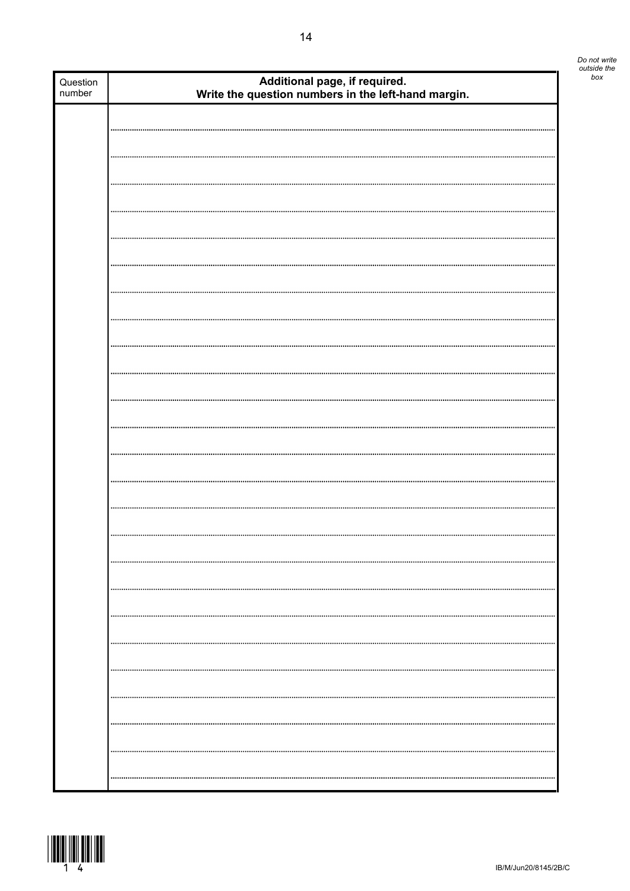| Question number | **Additional page, if required. Write the question numbers in the left-hand margin.** |
|---|---|
| | |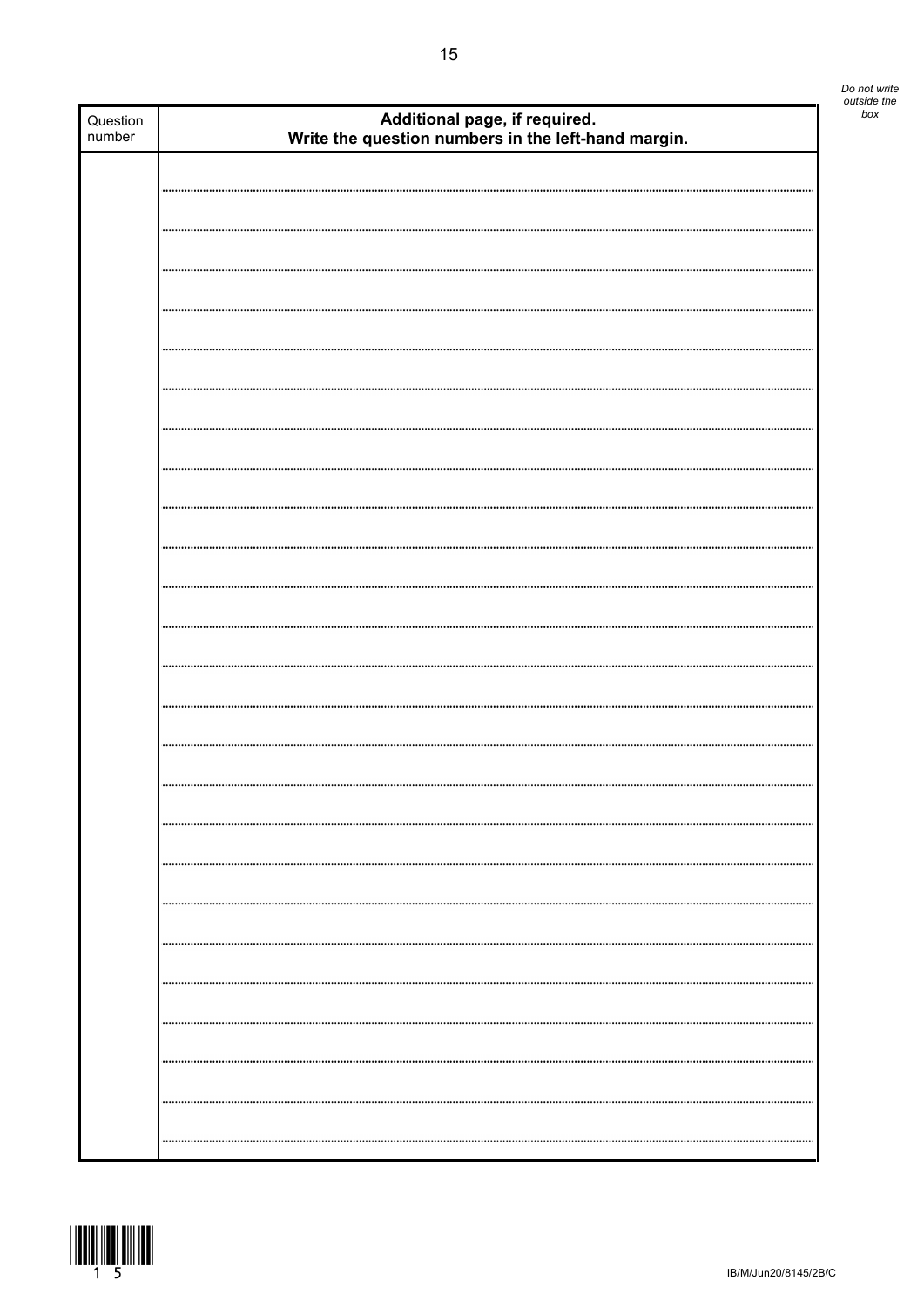| Question number | **Additional page, if required. Write the question numbers in the left-hand margin.** |
| --- | --- |
| | |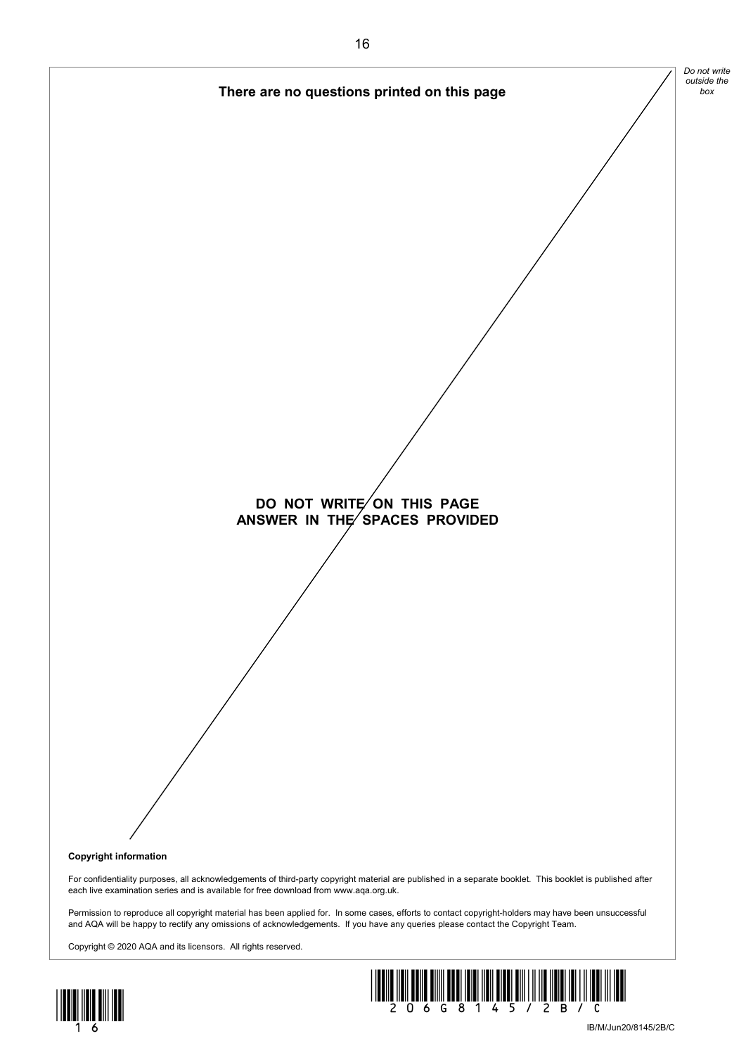**There are no questions printed on this page**

**DO NOT WRITE ON THIS PAGE**
**ANSWER IN THE SPACES PROVIDED**

**Copyright information**

For confidentiality purposes, all acknowledgements of third-party copyright material are published in a separate booklet. This booklet is published after each live examination series and is available for free download from www.aqa.org.uk.

Permission to reproduce all copyright material has been applied for. In some cases, efforts to contact copyright-holders may have been unsuccessful and AQA will be happy to rectify any omissions of acknowledgements. If you have any queries please contact the Copyright Team.

Copyright © 2020 AQA and its licensors. All rights reserved.

IB/M/Jun20/8145/2B/C